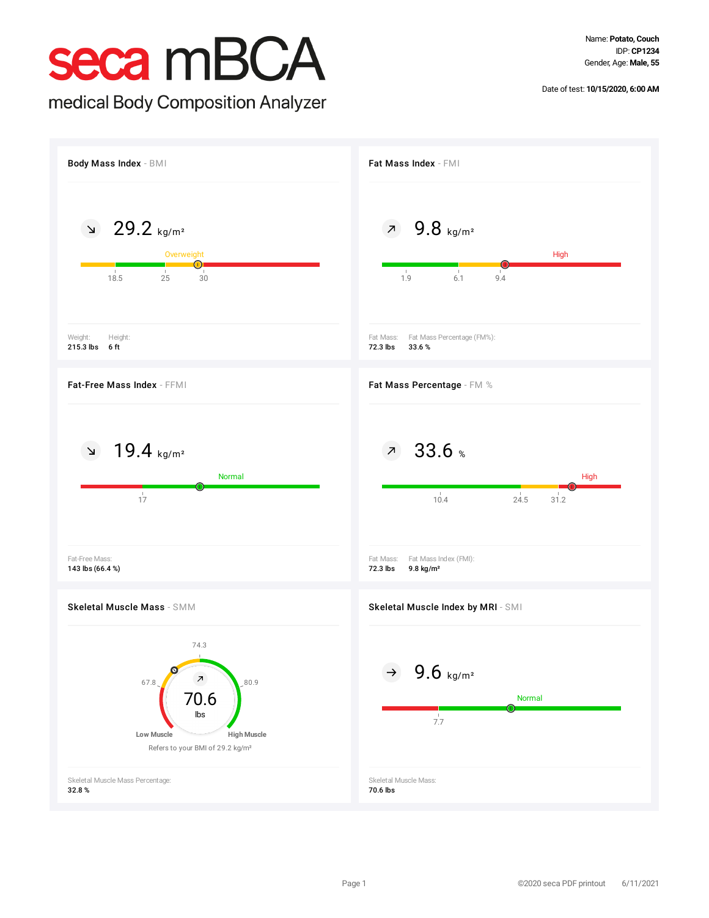# seca mBCA

medical Body Composition Analyzer

Name: **Potato, Couch**
IDP: **CP1234**
Gender, Age: **Male, 55**

Date of test: **10/15/2020, 6:00 AM**

## Body Mass Index - BMI

↘ 29.2 kg/m²

Overweight

18.5 | 25 | 30

Weight: **215.3 lbs**
Height: **6 ft**

## Fat Mass Index - FMI

↗ 9.8 kg/m²

High

1.9 | 6.1 | 9.4

Fat Mass: **72.3 lbs**
Fat Mass Percentage (FM%): **33.6 %**

## Fat-Free Mass Index - FFMI

↘ 19.4 kg/m²

Normal

17

Fat-Free Mass: **143 lbs (66.4 %)**

## Fat Mass Percentage - FM %

↗ 33.6 %

High

10.4 | 24.5 | 31.2

Fat Mass: **72.3 lbs**
Fat Mass Index (FMI): **9.8 kg/m²**

## Skeletal Muscle Mass - SMM

↗ 70.6 lbs

67.8 | 74.3 | 80.9

Low Muscle | High Muscle

Refers to your BMI of 29.2 kg/m²

Skeletal Muscle Mass Percentage: **32.8 %**

## Skeletal Muscle Index by MRI - SMI

→ 9.6 kg/m²

Normal

7.7

Skeletal Muscle Mass: **70.6 lbs**

©2020 seca PDF printout 6/11/2021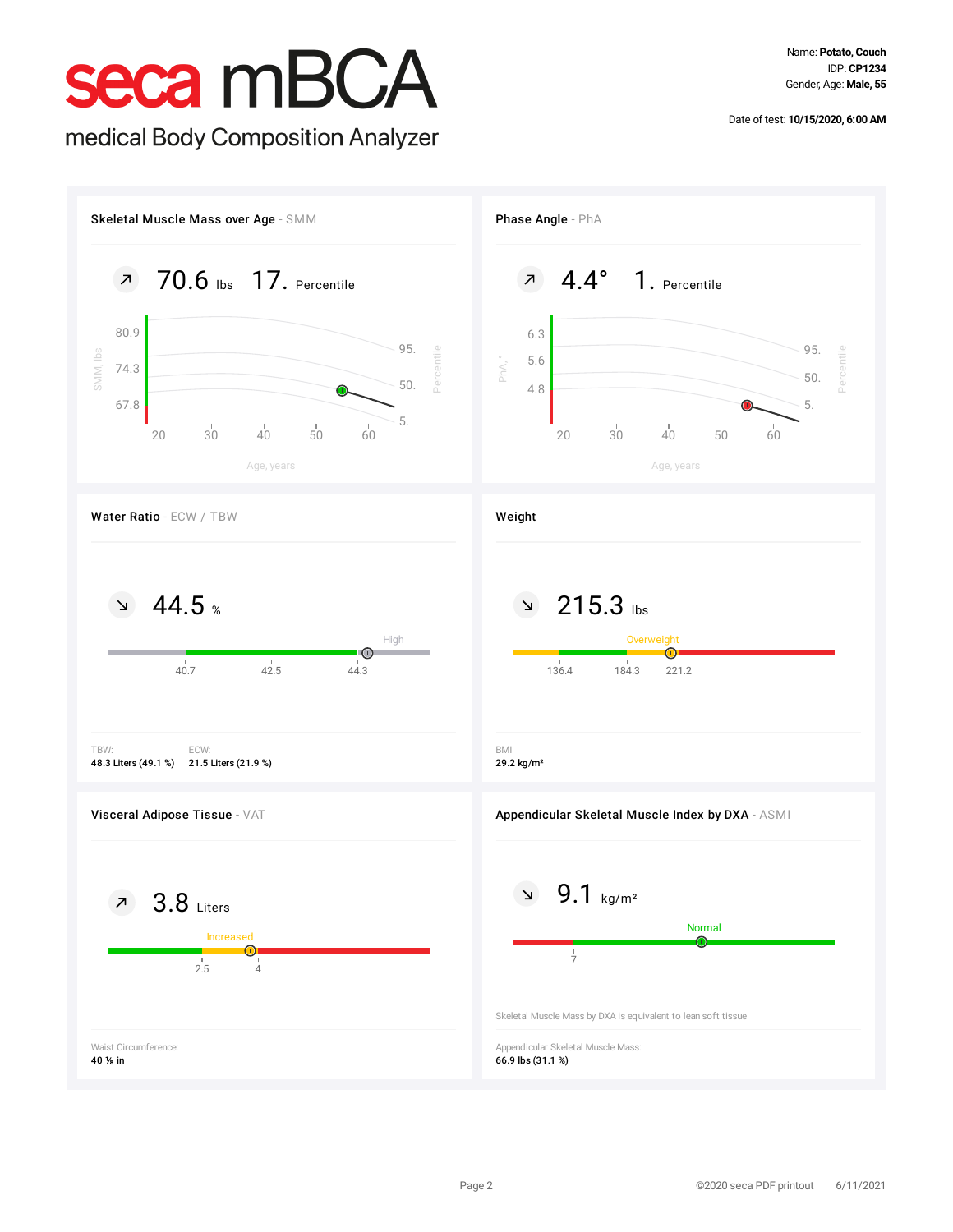# seca mBCA

medical Body Composition Analyzer

Name: **Potato, Couch**
IDP: **CP1234**
Gender, Age: **Male, 55**

Date of test: **10/15/2020, 6:00 AM**

## Skeletal Muscle Mass over Age - SMM

↗ 70.6 lbs 17. Percentile

SMM, lbs: 80.9, 74.3, 67.8
Percentile: 95., 50., 5.
Age, years: 20, 30, 40, 50, 60

## Phase Angle - PhA

↗ 4.4° 1. Percentile

PhA, °: 6.3, 5.6, 4.8
Percentile: 95., 50., 5.
Age, years: 20, 30, 40, 50, 60

## Water Ratio - ECW / TBW

↘ 44.5 %

High

40.7 | 42.5 | 44.3

TBW:
48.3 Liters (49.1 %)

ECW:
21.5 Liters (21.9 %)

## Weight

↘ 215.3 lbs

Overweight

136.4 | 184.3 | 221.2

BMI
29.2 kg/m²

## Visceral Adipose Tissue - VAT

↗ 3.8 Liters

Increased

2.5 | 4

Waist Circumference:
40 ⅛ in

## Appendicular Skeletal Muscle Index by DXA - ASMI

↘ 9.1 kg/m²

Normal

7

Skeletal Muscle Mass by DXA is equivalent to lean soft tissue

Appendicular Skeletal Muscle Mass:
66.9 lbs (31.1 %)

©2020 seca PDF printout 6/11/2021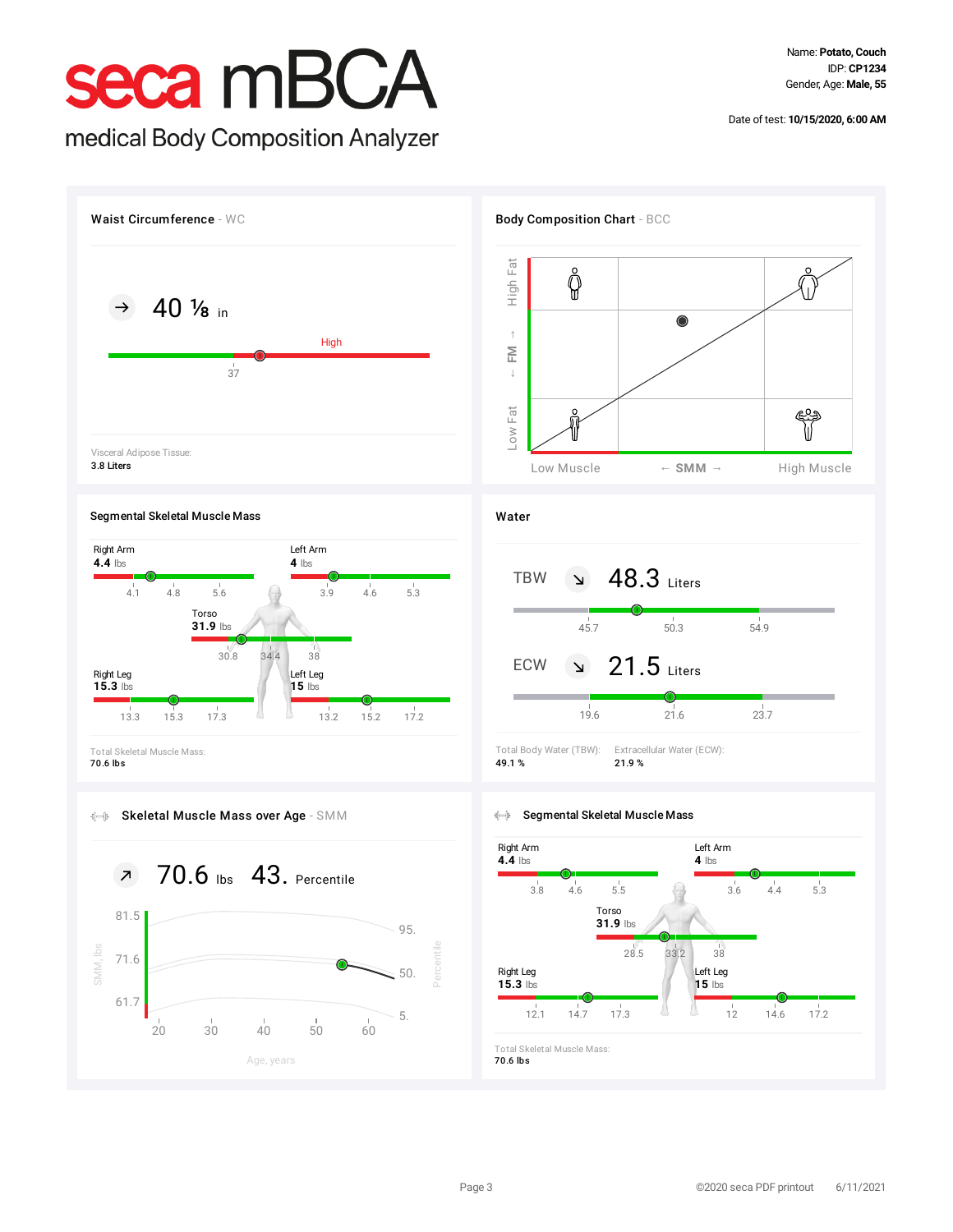# seca mBCA

medical Body Composition Analyzer

Name: **Potato, Couch**
IDP: **CP1234**
Gender, Age: **Male, 55**

Date of test: **10/15/2020, 6:00 AM**

## Waist Circumference - WC

→ 40 ⅛ in

High

37

Visceral Adipose Tissue:
**3.8 Liters**

## Body Composition Chart - BCC

High Fat

← FM →

Low Fat

Low Muscle ← SMM → High Muscle

## Segmental Skeletal Muscle Mass

Right Arm
**4.4** lbs
4.1 4.8 5.6

Left Arm
**4** lbs
3.9 4.6 5.3

Torso
**31.9** lbs
30.8 34.4 38

Right Leg
**15.3** lbs
13.3 15.3 17.3

Left Leg
**15** lbs
13.2 15.2 17.2

Total Skeletal Muscle Mass:
**70.6 lbs**

## Water

TBW ↘ 48.3 Liters
45.7 50.3 54.9

ECW ↘ 21.5 Liters
19.6 21.6 23.7

Total Body Water (TBW):
**49.1 %**

Extracellular Water (ECW):
**21.9 %**

## Skeletal Muscle Mass over Age - SMM

↗ 70.6 lbs 43. Percentile

SMM, lbs: 81.5, 71.6, 61.7

Percentile: 95., 50., 5.

Age, years: 20 30 40 50 60

## Segmental Skeletal Muscle Mass

Right Arm
**4.4** lbs
3.8 4.6 5.5

Left Arm
**4** lbs
3.6 4.4 5.3

Torso
**31.9** lbs
28.5 33.2 38

Right Leg
**15.3** lbs
12.1 14.7 17.3

Left Leg
**15** lbs
12 14.6 17.2

Total Skeletal Muscle Mass:
**70.6 lbs**

©2020 seca PDF printout 6/11/2021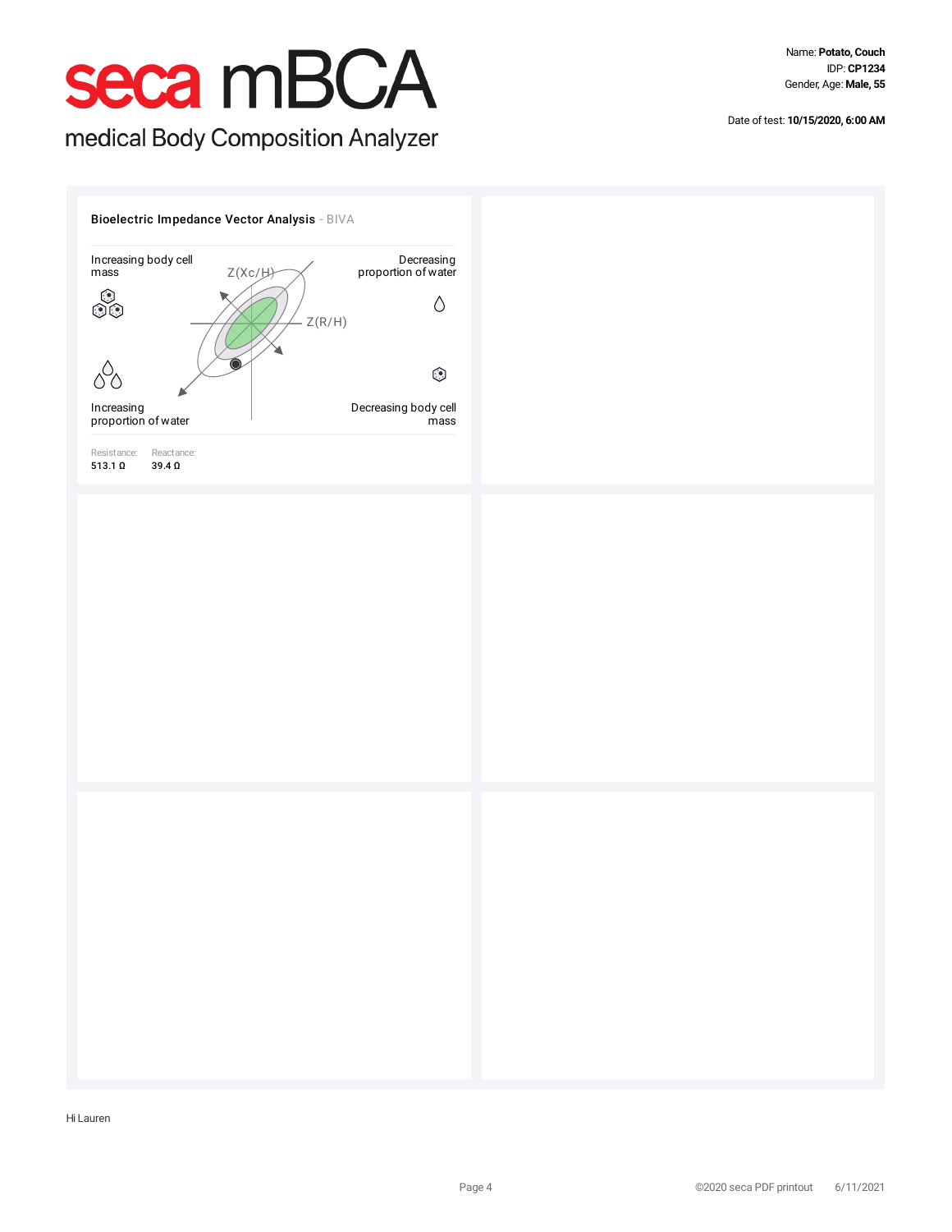# seca mBCA

medical Body Composition Analyzer

Name: **Potato, Couch**
IDP: **CP1234**
Gender, Age: **Male, 55**

Date of test: **10/15/2020, 6:00 AM**

## Bioelectric Impedance Vector Analysis - BIVA

Increasing body cell mass

Decreasing proportion of water

Z(Xc/H)

Z(R/H)

Increasing proportion of water

Decreasing body cell mass

Resistance:
513.1 Ω

Reactance:
39.4 Ω

Hi Lauren